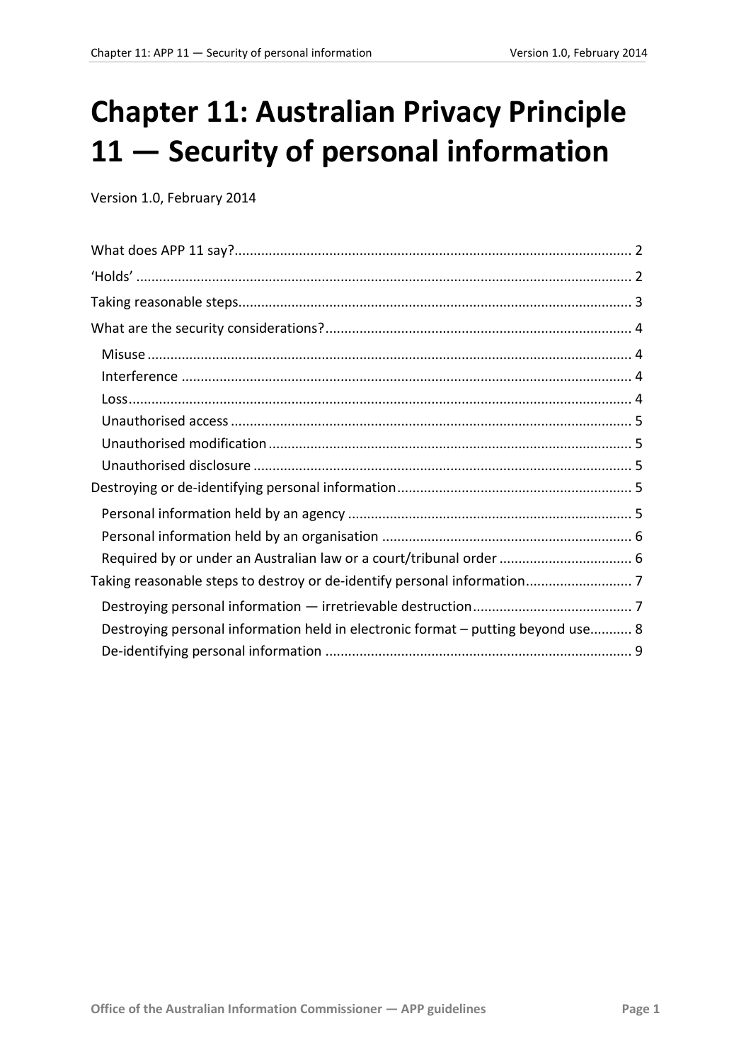# Chapter 11: Australian Privacy Principle 11 — Security of personal information

Version 1.0, February 2014

What does APP 11 say? ........ 2
'Holds' ........ 2
Taking reasonable steps ........ 3
What are the security considerations? ........ 4
- Misuse ........ 4
- Interference ........ 4
- Loss ........ 4
- Unauthorised access ........ 5
- Unauthorised modification ........ 5
- Unauthorised disclosure ........ 5

Destroying or de-identifying personal information ........ 5
- Personal information held by an agency ........ 5
- Personal information held by an organisation ........ 6
- Required by or under an Australian law or a court/tribunal order ........ 6

Taking reasonable steps to destroy or de-identify personal information ........ 7
- Destroying personal information — irretrievable destruction ........ 7
- Destroying personal information held in electronic format – putting beyond use ........ 8
- De-identifying personal information ........ 9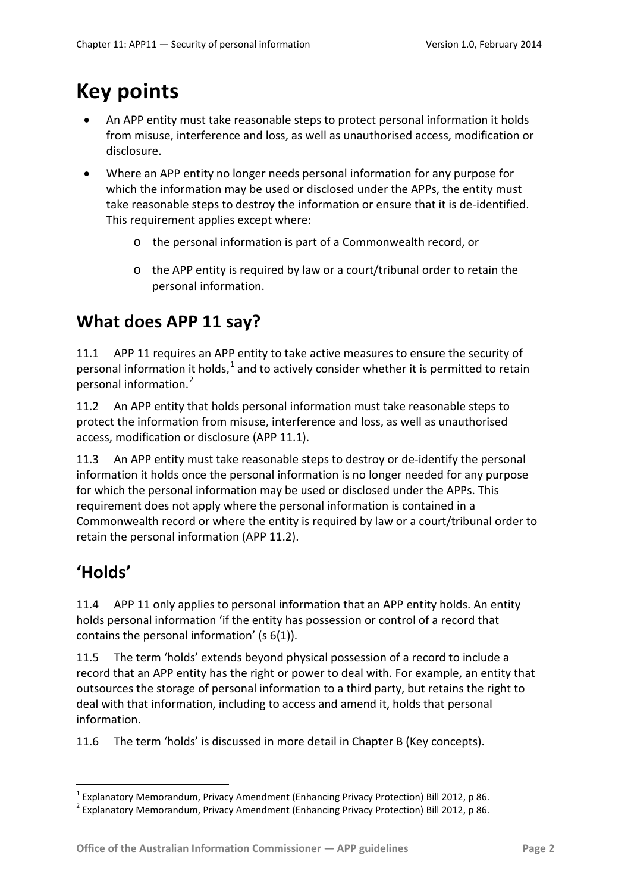# Key points

- An APP entity must take reasonable steps to protect personal information it holds from misuse, interference and loss, as well as unauthorised access, modification or disclosure.
- Where an APP entity no longer needs personal information for any purpose for which the information may be used or disclosed under the APPs, the entity must take reasonable steps to destroy the information or ensure that it is de-identified. This requirement applies except where:
  - the personal information is part of a Commonwealth record, or
  - the APP entity is required by law or a court/tribunal order to retain the personal information.

## What does APP 11 say?

11.1 APP 11 requires an APP entity to take active measures to ensure the security of personal information it holds,[1] and to actively consider whether it is permitted to retain personal information.[2]

11.2 An APP entity that holds personal information must take reasonable steps to protect the information from misuse, interference and loss, as well as unauthorised access, modification or disclosure (APP 11.1).

11.3 An APP entity must take reasonable steps to destroy or de-identify the personal information it holds once the personal information is no longer needed for any purpose for which the personal information may be used or disclosed under the APPs. This requirement does not apply where the personal information is contained in a Commonwealth record or where the entity is required by law or a court/tribunal order to retain the personal information (APP 11.2).

## 'Holds'

11.4 APP 11 only applies to personal information that an APP entity holds. An entity holds personal information 'if the entity has possession or control of a record that contains the personal information' (s 6(1)).

11.5 The term 'holds' extends beyond physical possession of a record to include a record that an APP entity has the right or power to deal with. For example, an entity that outsources the storage of personal information to a third party, but retains the right to deal with that information, including to access and amend it, holds that personal information.

11.6 The term 'holds' is discussed in more detail in Chapter B (Key concepts).

---

[1] Explanatory Memorandum, Privacy Amendment (Enhancing Privacy Protection) Bill 2012, p 86.

[2] Explanatory Memorandum, Privacy Amendment (Enhancing Privacy Protection) Bill 2012, p 86.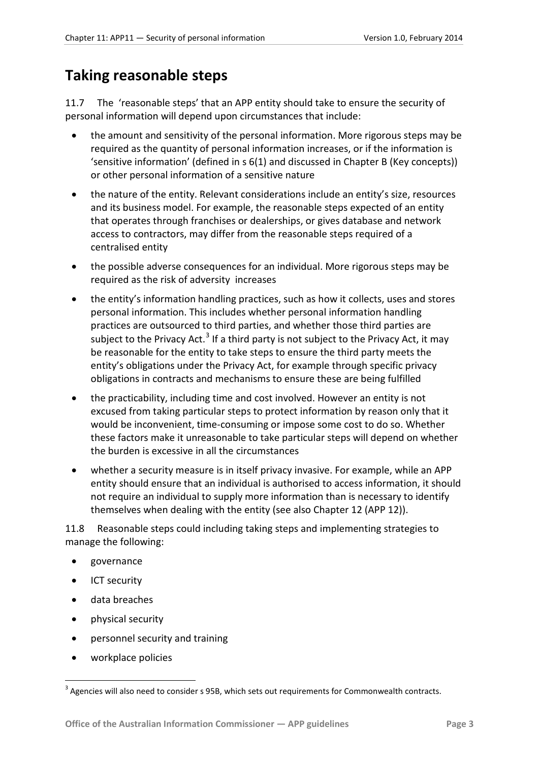## Taking reasonable steps

11.7 The 'reasonable steps' that an APP entity should take to ensure the security of personal information will depend upon circumstances that include:

- the amount and sensitivity of the personal information. More rigorous steps may be required as the quantity of personal information increases, or if the information is 'sensitive information' (defined in s 6(1) and discussed in Chapter B (Key concepts)) or other personal information of a sensitive nature
- the nature of the entity. Relevant considerations include an entity's size, resources and its business model. For example, the reasonable steps expected of an entity that operates through franchises or dealerships, or gives database and network access to contractors, may differ from the reasonable steps required of a centralised entity
- the possible adverse consequences for an individual. More rigorous steps may be required as the risk of adversity increases
- the entity's information handling practices, such as how it collects, uses and stores personal information. This includes whether personal information handling practices are outsourced to third parties, and whether those third parties are subject to the Privacy Act.[3] If a third party is not subject to the Privacy Act, it may be reasonable for the entity to take steps to ensure the third party meets the entity's obligations under the Privacy Act, for example through specific privacy obligations in contracts and mechanisms to ensure these are being fulfilled
- the practicability, including time and cost involved. However an entity is not excused from taking particular steps to protect information by reason only that it would be inconvenient, time-consuming or impose some cost to do so. Whether these factors make it unreasonable to take particular steps will depend on whether the burden is excessive in all the circumstances
- whether a security measure is in itself privacy invasive. For example, while an APP entity should ensure that an individual is authorised to access information, it should not require an individual to supply more information than is necessary to identify themselves when dealing with the entity (see also Chapter 12 (APP 12)).

11.8 Reasonable steps could including taking steps and implementing strategies to manage the following:

- governance
- ICT security
- data breaches
- physical security
- personnel security and training
- workplace policies

[3] Agencies will also need to consider s 95B, which sets out requirements for Commonwealth contracts.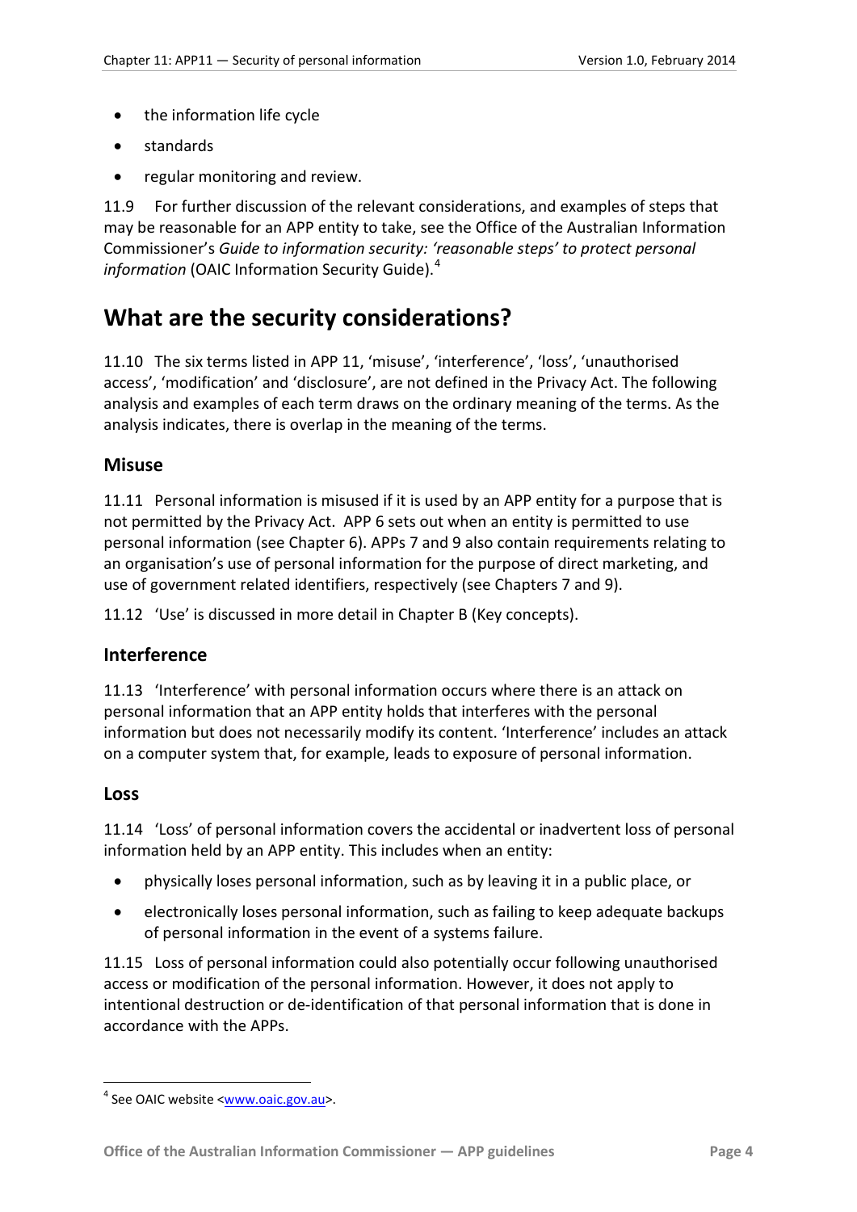- the information life cycle
- standards
- regular monitoring and review.

11.9 For further discussion of the relevant considerations, and examples of steps that may be reasonable for an APP entity to take, see the Office of the Australian Information Commissioner's *Guide to information security: 'reasonable steps' to protect personal information* (OAIC Information Security Guide).[4]

## What are the security considerations?

11.10 The six terms listed in APP 11, 'misuse', 'interference', 'loss', 'unauthorised access', 'modification' and 'disclosure', are not defined in the Privacy Act. The following analysis and examples of each term draws on the ordinary meaning of the terms. As the analysis indicates, there is overlap in the meaning of the terms.

### Misuse

11.11 Personal information is misused if it is used by an APP entity for a purpose that is not permitted by the Privacy Act. APP 6 sets out when an entity is permitted to use personal information (see Chapter 6). APPs 7 and 9 also contain requirements relating to an organisation's use of personal information for the purpose of direct marketing, and use of government related identifiers, respectively (see Chapters 7 and 9).

11.12 'Use' is discussed in more detail in Chapter B (Key concepts).

### Interference

11.13 'Interference' with personal information occurs where there is an attack on personal information that an APP entity holds that interferes with the personal information but does not necessarily modify its content. 'Interference' includes an attack on a computer system that, for example, leads to exposure of personal information.

### Loss

11.14 'Loss' of personal information covers the accidental or inadvertent loss of personal information held by an APP entity. This includes when an entity:

- physically loses personal information, such as by leaving it in a public place, or
- electronically loses personal information, such as failing to keep adequate backups of personal information in the event of a systems failure.

11.15 Loss of personal information could also potentially occur following unauthorised access or modification of the personal information. However, it does not apply to intentional destruction or de-identification of that personal information that is done in accordance with the APPs.

[4] See OAIC website <www.oaic.gov.au>.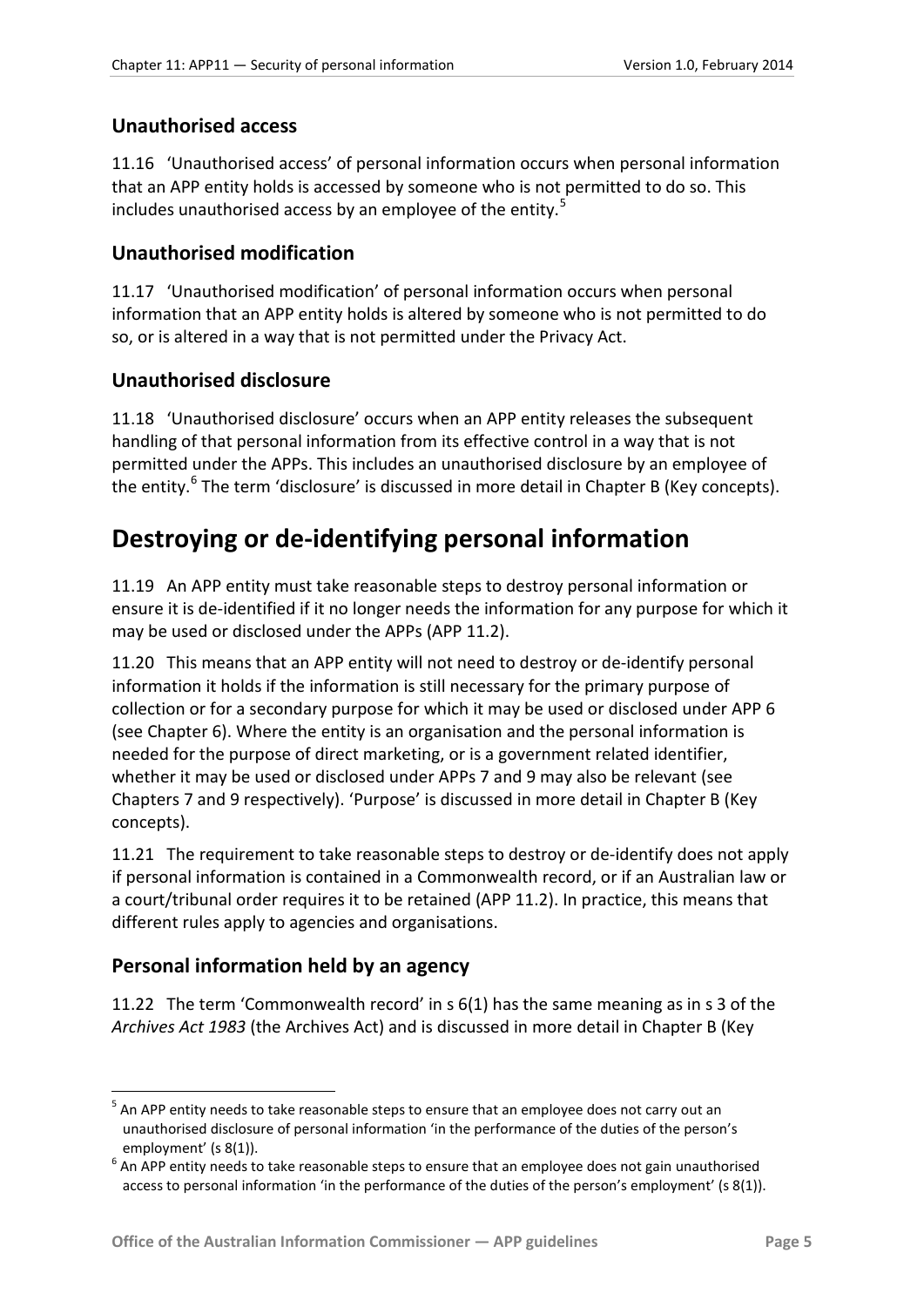### Unauthorised access

11.16 'Unauthorised access' of personal information occurs when personal information that an APP entity holds is accessed by someone who is not permitted to do so. This includes unauthorised access by an employee of the entity.[5]

### Unauthorised modification

11.17 'Unauthorised modification' of personal information occurs when personal information that an APP entity holds is altered by someone who is not permitted to do so, or is altered in a way that is not permitted under the Privacy Act.

### Unauthorised disclosure

11.18 'Unauthorised disclosure' occurs when an APP entity releases the subsequent handling of that personal information from its effective control in a way that is not permitted under the APPs. This includes an unauthorised disclosure by an employee of the entity.[6] The term 'disclosure' is discussed in more detail in Chapter B (Key concepts).

## Destroying or de-identifying personal information

11.19 An APP entity must take reasonable steps to destroy personal information or ensure it is de-identified if it no longer needs the information for any purpose for which it may be used or disclosed under the APPs (APP 11.2).

11.20 This means that an APP entity will not need to destroy or de-identify personal information it holds if the information is still necessary for the primary purpose of collection or for a secondary purpose for which it may be used or disclosed under APP 6 (see Chapter 6). Where the entity is an organisation and the personal information is needed for the purpose of direct marketing, or is a government related identifier, whether it may be used or disclosed under APPs 7 and 9 may also be relevant (see Chapters 7 and 9 respectively). 'Purpose' is discussed in more detail in Chapter B (Key concepts).

11.21 The requirement to take reasonable steps to destroy or de-identify does not apply if personal information is contained in a Commonwealth record, or if an Australian law or a court/tribunal order requires it to be retained (APP 11.2). In practice, this means that different rules apply to agencies and organisations.

### Personal information held by an agency

11.22 The term 'Commonwealth record' in s 6(1) has the same meaning as in s 3 of the *Archives Act 1983* (the Archives Act) and is discussed in more detail in Chapter B (Key

---

[5] An APP entity needs to take reasonable steps to ensure that an employee does not carry out an unauthorised disclosure of personal information 'in the performance of the duties of the person's employment' (s 8(1)).

[6] An APP entity needs to take reasonable steps to ensure that an employee does not gain unauthorised access to personal information 'in the performance of the duties of the person's employment' (s 8(1)).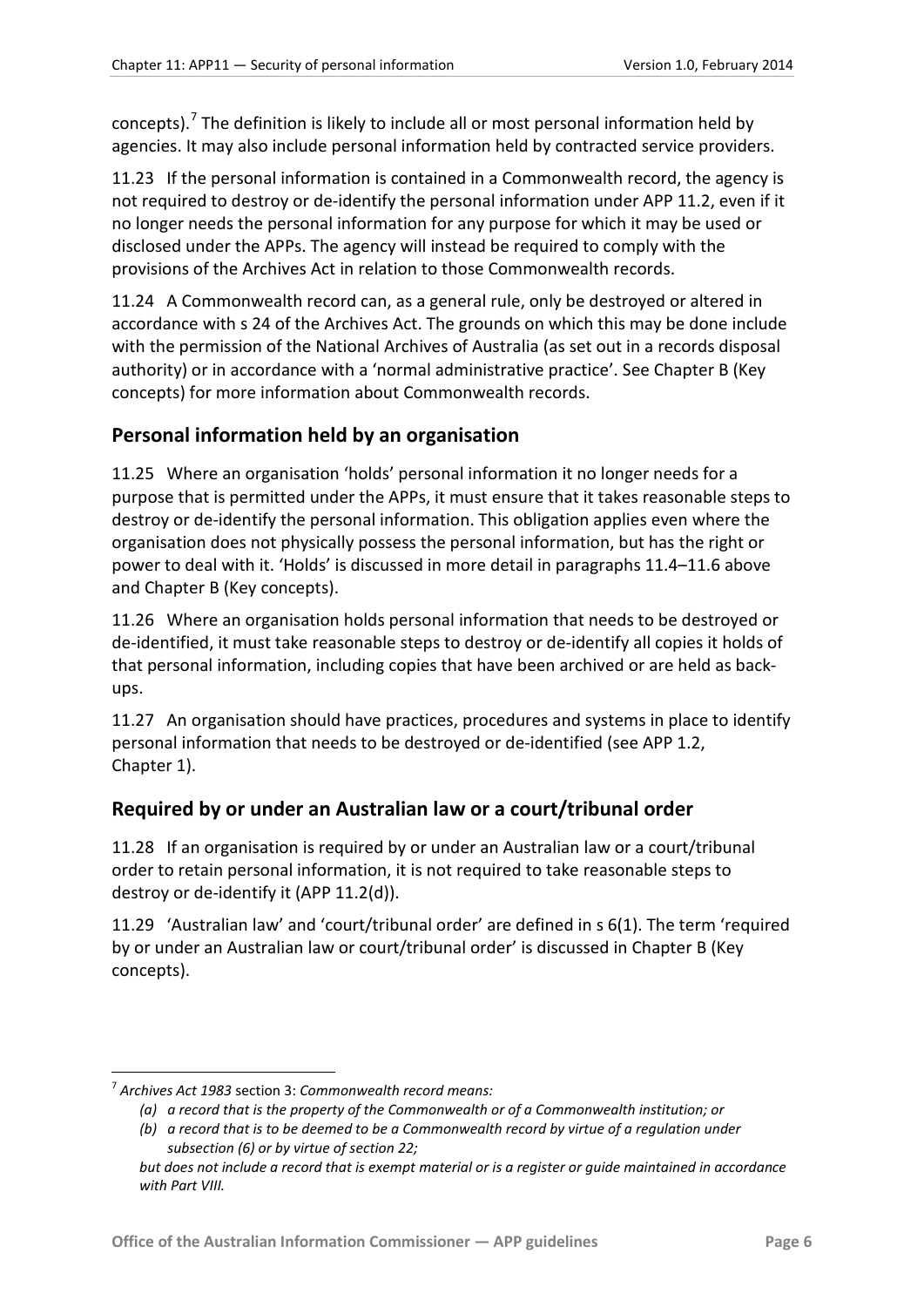concepts).[7] The definition is likely to include all or most personal information held by agencies. It may also include personal information held by contracted service providers.

11.23 If the personal information is contained in a Commonwealth record, the agency is not required to destroy or de-identify the personal information under APP 11.2, even if it no longer needs the personal information for any purpose for which it may be used or disclosed under the APPs. The agency will instead be required to comply with the provisions of the Archives Act in relation to those Commonwealth records.

11.24 A Commonwealth record can, as a general rule, only be destroyed or altered in accordance with s 24 of the Archives Act. The grounds on which this may be done include with the permission of the National Archives of Australia (as set out in a records disposal authority) or in accordance with a 'normal administrative practice'. See Chapter B (Key concepts) for more information about Commonwealth records.

## Personal information held by an organisation

11.25 Where an organisation 'holds' personal information it no longer needs for a purpose that is permitted under the APPs, it must ensure that it takes reasonable steps to destroy or de-identify the personal information. This obligation applies even where the organisation does not physically possess the personal information, but has the right or power to deal with it. 'Holds' is discussed in more detail in paragraphs 11.4–11.6 above and Chapter B (Key concepts).

11.26 Where an organisation holds personal information that needs to be destroyed or de-identified, it must take reasonable steps to destroy or de-identify all copies it holds of that personal information, including copies that have been archived or are held as back-ups.

11.27 An organisation should have practices, procedures and systems in place to identify personal information that needs to be destroyed or de-identified (see APP 1.2, Chapter 1).

## Required by or under an Australian law or a court/tribunal order

11.28 If an organisation is required by or under an Australian law or a court/tribunal order to retain personal information, it is not required to take reasonable steps to destroy or de-identify it (APP 11.2(d)).

11.29 'Australian law' and 'court/tribunal order' are defined in s 6(1). The term 'required by or under an Australian law or court/tribunal order' is discussed in Chapter B (Key concepts).

---

[7] *Archives Act 1983* section 3: *Commonwealth record means:*

*(a) a record that is the property of the Commonwealth or of a Commonwealth institution; or*

*(b) a record that is to be deemed to be a Commonwealth record by virtue of a regulation under subsection (6) or by virtue of section 22;*

*but does not include a record that is exempt material or is a register or guide maintained in accordance with Part VIII.*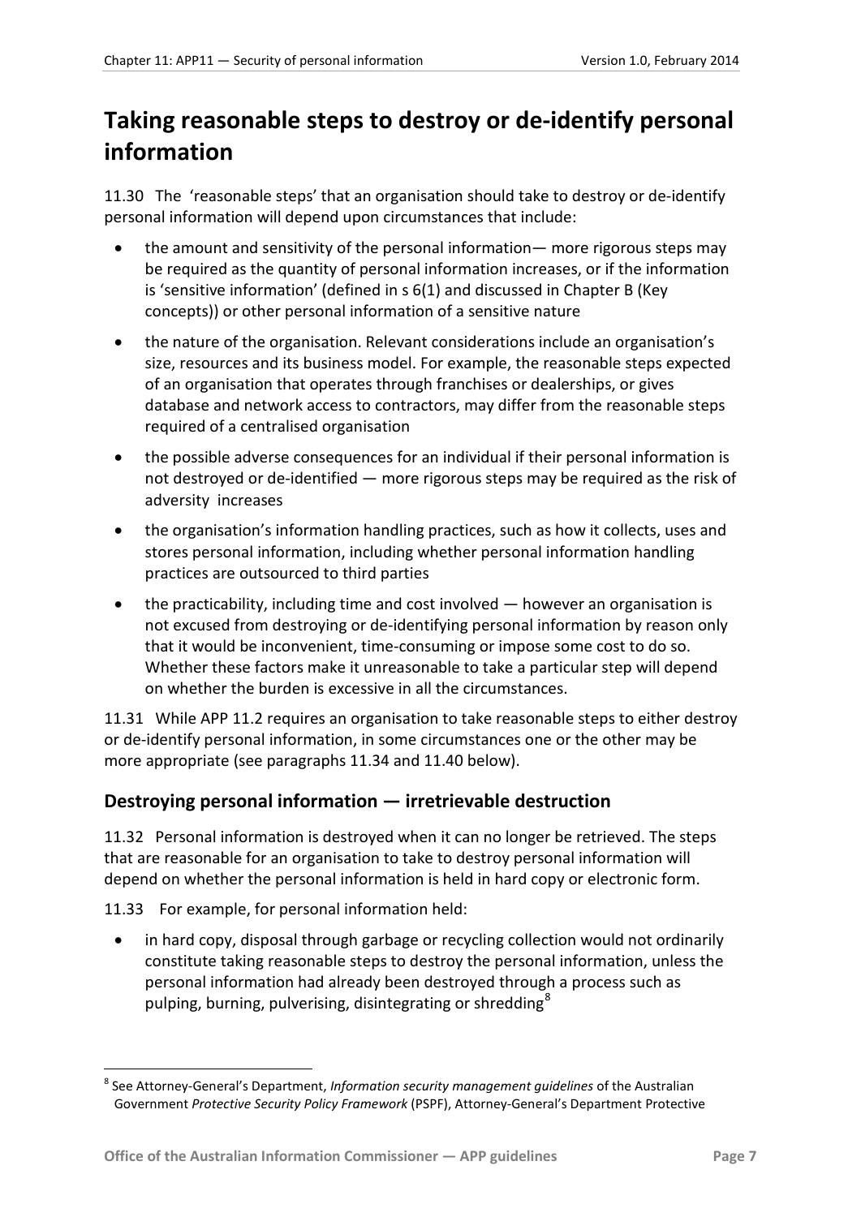## Taking reasonable steps to destroy or de-identify personal information

11.30 The 'reasonable steps' that an organisation should take to destroy or de-identify personal information will depend upon circumstances that include:

- the amount and sensitivity of the personal information— more rigorous steps may be required as the quantity of personal information increases, or if the information is 'sensitive information' (defined in s 6(1) and discussed in Chapter B (Key concepts)) or other personal information of a sensitive nature
- the nature of the organisation. Relevant considerations include an organisation's size, resources and its business model. For example, the reasonable steps expected of an organisation that operates through franchises or dealerships, or gives database and network access to contractors, may differ from the reasonable steps required of a centralised organisation
- the possible adverse consequences for an individual if their personal information is not destroyed or de-identified — more rigorous steps may be required as the risk of adversity increases
- the organisation's information handling practices, such as how it collects, uses and stores personal information, including whether personal information handling practices are outsourced to third parties
- the practicability, including time and cost involved — however an organisation is not excused from destroying or de-identifying personal information by reason only that it would be inconvenient, time-consuming or impose some cost to do so. Whether these factors make it unreasonable to take a particular step will depend on whether the burden is excessive in all the circumstances.

11.31 While APP 11.2 requires an organisation to take reasonable steps to either destroy or de-identify personal information, in some circumstances one or the other may be more appropriate (see paragraphs 11.34 and 11.40 below).

### Destroying personal information — irretrievable destruction

11.32 Personal information is destroyed when it can no longer be retrieved. The steps that are reasonable for an organisation to take to destroy personal information will depend on whether the personal information is held in hard copy or electronic form.

11.33 For example, for personal information held:

- in hard copy, disposal through garbage or recycling collection would not ordinarily constitute taking reasonable steps to destroy the personal information, unless the personal information had already been destroyed through a process such as pulping, burning, pulverising, disintegrating or shredding[8]

---

[8] See Attorney-General's Department, *Information security management guidelines* of the Australian Government *Protective Security Policy Framework* (PSPF), Attorney-General's Department Protective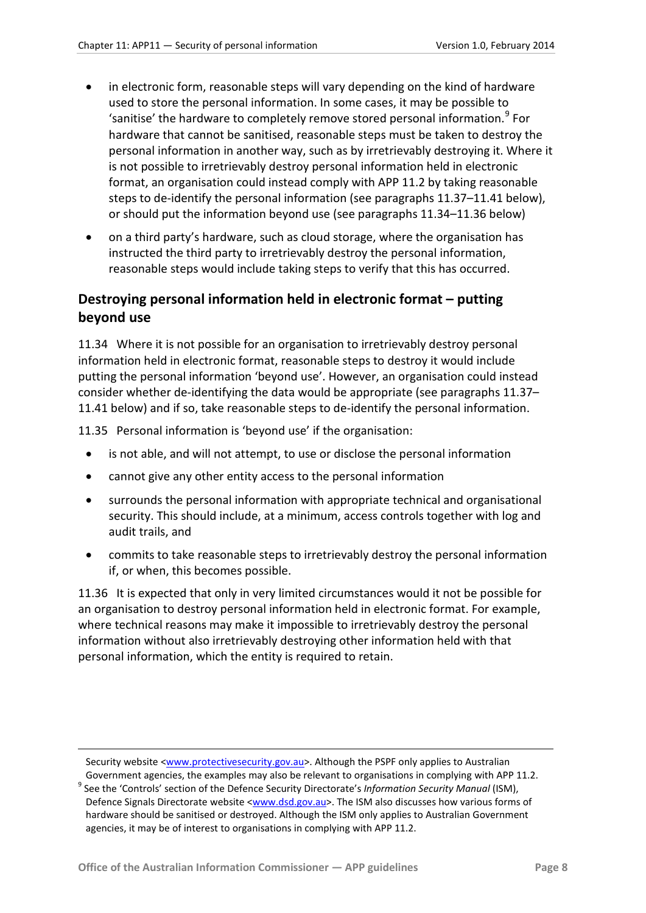- in electronic form, reasonable steps will vary depending on the kind of hardware used to store the personal information. In some cases, it may be possible to 'sanitise' the hardware to completely remove stored personal information.[9] For hardware that cannot be sanitised, reasonable steps must be taken to destroy the personal information in another way, such as by irretrievably destroying it. Where it is not possible to irretrievably destroy personal information held in electronic format, an organisation could instead comply with APP 11.2 by taking reasonable steps to de-identify the personal information (see paragraphs 11.37–11.41 below), or should put the information beyond use (see paragraphs 11.34–11.36 below)
- on a third party's hardware, such as cloud storage, where the organisation has instructed the third party to irretrievably destroy the personal information, reasonable steps would include taking steps to verify that this has occurred.

## Destroying personal information held in electronic format – putting beyond use

11.34 Where it is not possible for an organisation to irretrievably destroy personal information held in electronic format, reasonable steps to destroy it would include putting the personal information 'beyond use'. However, an organisation could instead consider whether de-identifying the data would be appropriate (see paragraphs 11.37–11.41 below) and if so, take reasonable steps to de-identify the personal information.

11.35 Personal information is 'beyond use' if the organisation:

- is not able, and will not attempt, to use or disclose the personal information
- cannot give any other entity access to the personal information
- surrounds the personal information with appropriate technical and organisational security. This should include, at a minimum, access controls together with log and audit trails, and
- commits to take reasonable steps to irretrievably destroy the personal information if, or when, this becomes possible.

11.36 It is expected that only in very limited circumstances would it not be possible for an organisation to destroy personal information held in electronic format. For example, where technical reasons may make it impossible to irretrievably destroy the personal information without also irretrievably destroying other information held with that personal information, which the entity is required to retain.

---

Security website <www.protectivesecurity.gov.au>. Although the PSPF only applies to Australian Government agencies, the examples may also be relevant to organisations in complying with APP 11.2.

[9] See the 'Controls' section of the Defence Security Directorate's *Information Security Manual* (ISM), Defence Signals Directorate website <www.dsd.gov.au>. The ISM also discusses how various forms of hardware should be sanitised or destroyed. Although the ISM only applies to Australian Government agencies, it may be of interest to organisations in complying with APP 11.2.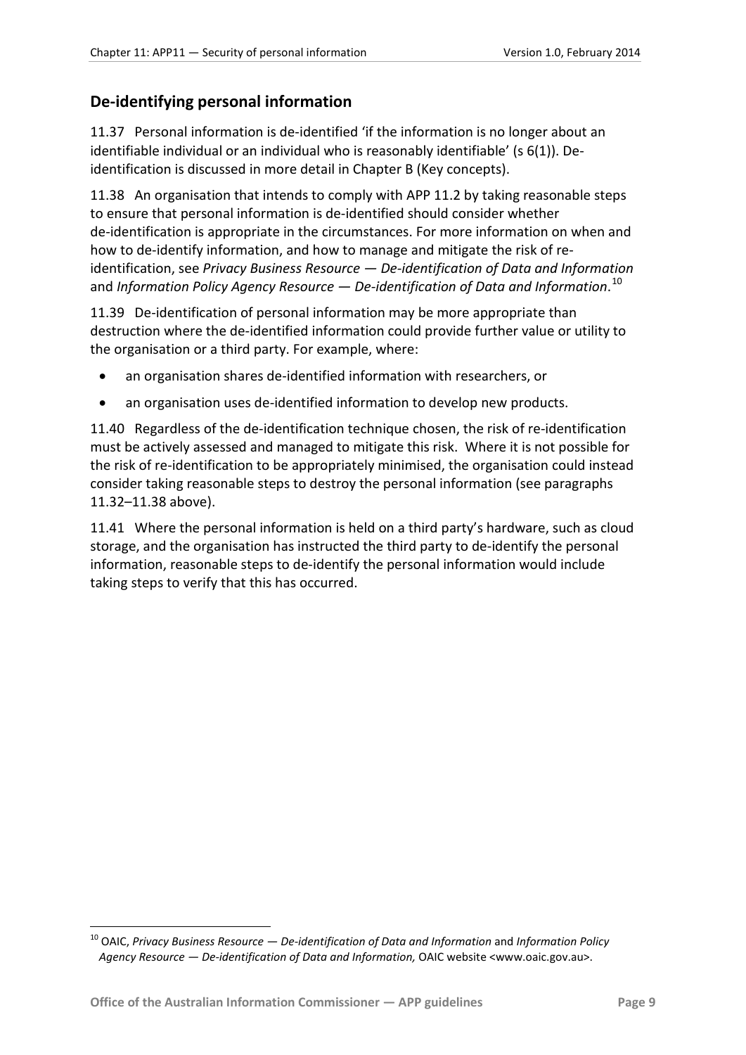## De-identifying personal information

11.37 Personal information is de-identified 'if the information is no longer about an identifiable individual or an individual who is reasonably identifiable' (s 6(1)). De-identification is discussed in more detail in Chapter B (Key concepts).

11.38 An organisation that intends to comply with APP 11.2 by taking reasonable steps to ensure that personal information is de-identified should consider whether de-identification is appropriate in the circumstances. For more information on when and how to de-identify information, and how to manage and mitigate the risk of re-identification, see *Privacy Business Resource — De-identification of Data and Information* and *Information Policy Agency Resource — De-identification of Data and Information*.[10]

11.39 De-identification of personal information may be more appropriate than destruction where the de-identified information could provide further value or utility to the organisation or a third party. For example, where:

- an organisation shares de-identified information with researchers, or
- an organisation uses de-identified information to develop new products.

11.40 Regardless of the de-identification technique chosen, the risk of re-identification must be actively assessed and managed to mitigate this risk. Where it is not possible for the risk of re-identification to be appropriately minimised, the organisation could instead consider taking reasonable steps to destroy the personal information (see paragraphs 11.32–11.38 above).

11.41 Where the personal information is held on a third party's hardware, such as cloud storage, and the organisation has instructed the third party to de-identify the personal information, reasonable steps to de-identify the personal information would include taking steps to verify that this has occurred.

---

[10] OAIC, *Privacy Business Resource — De-identification of Data and Information* and *Information Policy Agency Resource — De-identification of Data and Information,* OAIC website <www.oaic.gov.au>.